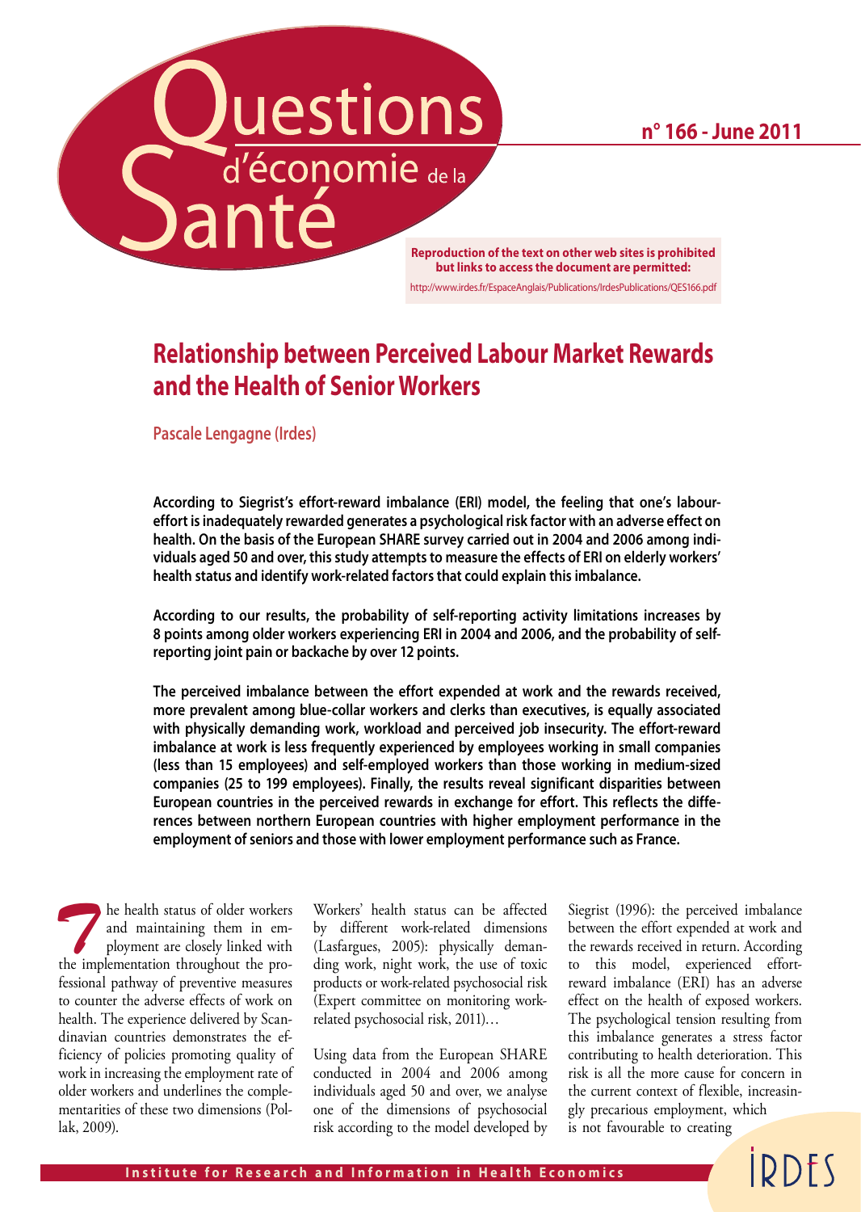# Questions d'économie de la Santé

n° 166 - June 2011

**Reproduction of the text on other web sites is prohibited but links to access the document are permitted:**
http://www.irdes.fr/EspaceAnglais/Publications/IrdesPublications/QES166.pdf

## Relationship between Perceived Labour Market Rewards and the Health of Senior Workers

Pascale Lengagne (Irdes)

**According to Siegrist's effort-reward imbalance (ERI) model, the feeling that one's labour-effort is inadequately rewarded generates a psychological risk factor with an adverse effect on health. On the basis of the European SHARE survey carried out in 2004 and 2006 among individuals aged 50 and over, this study attempts to measure the effects of ERI on elderly workers' health status and identify work-related factors that could explain this imbalance.**

**According to our results, the probability of self-reporting activity limitations increases by 8 points among older workers experiencing ERI in 2004 and 2006, and the probability of self-reporting joint pain or backache by over 12 points.**

**The perceived imbalance between the effort expended at work and the rewards received, more prevalent among blue-collar workers and clerks than executives, is equally associated with physically demanding work, workload and perceived job insecurity. The effort-reward imbalance at work is less frequently experienced by employees working in small companies (less than 15 employees) and self-employed workers than those working in medium-sized companies (25 to 199 employees). Finally, the results reveal significant disparities between European countries in the perceived rewards in exchange for effort. This reflects the differences between northern European countries with higher employment performance in the employment of seniors and those with lower employment performance such as France.**

The health status of older workers and maintaining them in employment are closely linked with the implementation throughout the professional pathway of preventive measures to counter the adverse effects of work on health. The experience delivered by Scandinavian countries demonstrates the efficiency of policies promoting quality of work in increasing the employment rate of older workers and underlines the complementarities of these two dimensions (Pollak, 2009).

Workers' health status can be affected by different work-related dimensions (Lasfargues, 2005): physically demanding work, night work, the use of toxic products or work-related psychosocial risk (Expert committee on monitoring work-related psychosocial risk, 2011)…

Using data from the European SHARE conducted in 2004 and 2006 among individuals aged 50 and over, we analyse one of the dimensions of psychosocial risk according to the model developed by Siegrist (1996): the perceived imbalance between the effort expended at work and the rewards received in return. According to this model, experienced effort-reward imbalance (ERI) has an adverse effect on the health of exposed workers. The psychological tension resulting from this imbalance generates a stress factor contributing to health deterioration. This risk is all the more cause for concern in the current context of flexible, increasingly precarious employment, which is not favourable to creating

Institute for Research and Information in Health Economics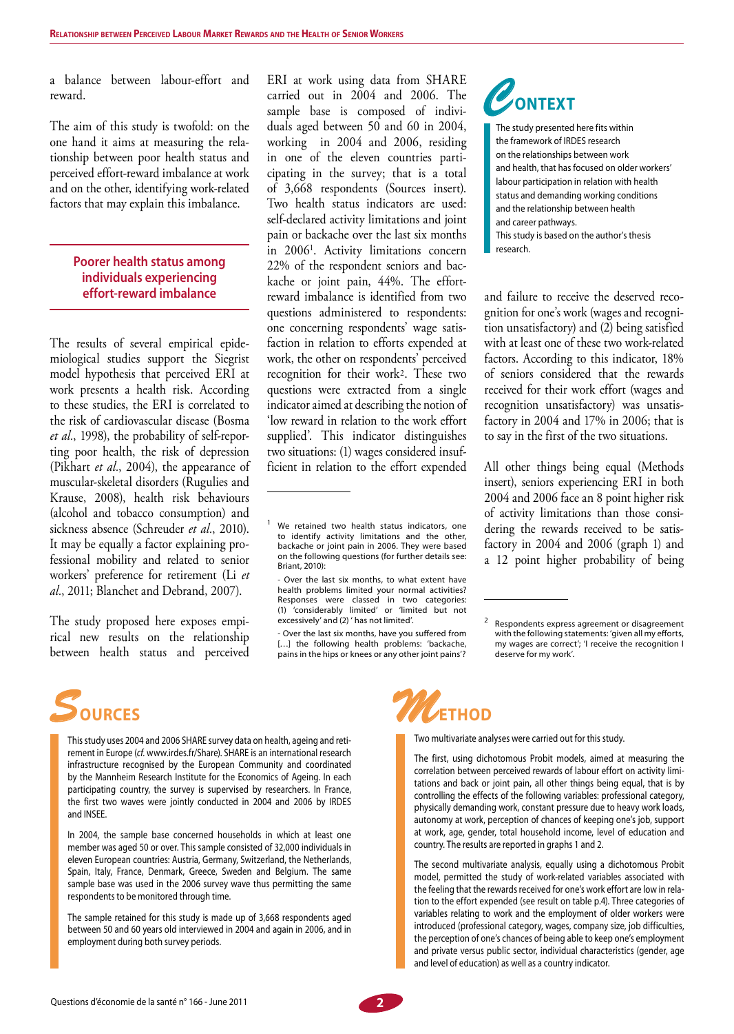a balance between labour-effort and reward.

The aim of this study is twofold: on the one hand it aims at measuring the relationship between poor health status and perceived effort-reward imbalance at work and on the other, identifying work-related factors that may explain this imbalance.

## Poorer health status among individuals experiencing effort-reward imbalance

The results of several empirical epidemiological studies support the Siegrist model hypothesis that perceived ERI at work presents a health risk. According to these studies, the ERI is correlated to the risk of cardiovascular disease (Bosma *et al.*, 1998), the probability of self-reporting poor health, the risk of depression (Pikhart *et al.*, 2004), the appearance of muscular-skeletal disorders (Rugulies and Krause, 2008), health risk behaviours (alcohol and tobacco consumption) and sickness absence (Schreuder *et al.*, 2010). It may be equally a factor explaining professional mobility and related to senior workers' preference for retirement (Li *et al.*, 2011; Blanchet and Debrand, 2007).

The study proposed here exposes empirical new results on the relationship between health status and perceived ERI at work using data from SHARE carried out in 2004 and 2006. The sample base is composed of individuals aged between 50 and 60 in 2004, working in 2004 and 2006, residing in one of the eleven countries participating in the survey; that is a total of 3,668 respondents (Sources insert). Two health status indicators are used: self-declared activity limitations and joint pain or backache over the last six months in 2006[1]. Activity limitations concern 22% of the respondent seniors and backache or joint pain, 44%. The effort-reward imbalance is identified from two questions administered to respondents: one concerning respondents' wage satisfaction in relation to efforts expended at work, the other on respondents' perceived recognition for their work[2]. These two questions were extracted from a single indicator aimed at describing the notion of 'low reward in relation to the work effort supplied'. This indicator distinguishes two situations: (1) wages considered insufficient in relation to the effort expended and failure to receive the deserved recognition for one's work (wages and recognition unsatisfactory) and (2) being satisfied with at least one of these two work-related factors. According to this indicator, 18% of seniors considered that the rewards received for their work effort (wages and recognition unsatisfactory) was unsatisfactory in 2004 and 17% in 2006; that is to say in the first of the two situations.

All other things being equal (Methods insert), seniors experiencing ERI in both 2004 and 2006 face an 8 point higher risk of activity limitations than those considering the rewards received to be satisfactory in 2004 and 2006 (graph 1) and a 12 point higher probability of being

[1] We retained two health status indicators, one to identify activity limitations and the other, backache or joint pain in 2006. They were based on the following questions (for further details see: Briant, 2010):

- Over the last six months, to what extent have health problems limited your normal activities? Responses were classed in two categories: (1) 'considerably limited' or 'limited but not excessively' and (2) ' has not limited'.

- Over the last six months, have you suffered from […] the following health problems: 'backache, pains in the hips or knees or any other joint pains'?

[2] Respondents express agreement or disagreement with the following statements: 'given all my efforts, my wages are correct'; 'I receive the recognition I deserve for my work'.

## Context

The study presented here fits within the framework of IRDES research on the relationships between work and health, that has focused on older workers' labour participation in relation with health status and demanding working conditions and the relationship between health and career pathways.
This study is based on the author's thesis research.

## Sources

This study uses 2004 and 2006 SHARE survey data on health, ageing and retirement in Europe (*cf.* www.irdes.fr/Share). SHARE is an international research infrastructure recognised by the European Community and coordinated by the Mannheim Research Institute for the Economics of Ageing. In each participating country, the survey is supervised by researchers. In France, the first two waves were jointly conducted in 2004 and 2006 by IRDES and INSEE.

In 2004, the sample base concerned households in which at least one member was aged 50 or over. This sample consisted of 32,000 individuals in eleven European countries: Austria, Germany, Switzerland, the Netherlands, Spain, Italy, France, Denmark, Greece, Sweden and Belgium. The same sample base was used in the 2006 survey wave thus permitting the same respondents to be monitored through time.

The sample retained for this study is made up of 3,668 respondents aged between 50 and 60 years old interviewed in 2004 and again in 2006, and in employment during both survey periods.

## Method

Two multivariate analyses were carried out for this study.

The first, using dichotomous Probit models, aimed at measuring the correlation between perceived rewards of labour effort on activity limitations and back or joint pain, all other things being equal, that is by controlling the effects of the following variables: professional category, physically demanding work, constant pressure due to heavy work loads, autonomy at work, perception of chances of keeping one's job, support at work, age, gender, total household income, level of education and country. The results are reported in graphs 1 and 2.

The second multivariate analysis, equally using a dichotomous Probit model, permitted the study of work-related variables associated with the feeling that the rewards received for one's work effort are low in relation to the effort expended (see result on table p.4). Three categories of variables relating to work and the employment of older workers were introduced (professional category, wages, company size, job difficulties, the perception of one's chances of being able to keep one's employment and private versus public sector, individual characteristics (gender, age and level of education) as well as a country indicator.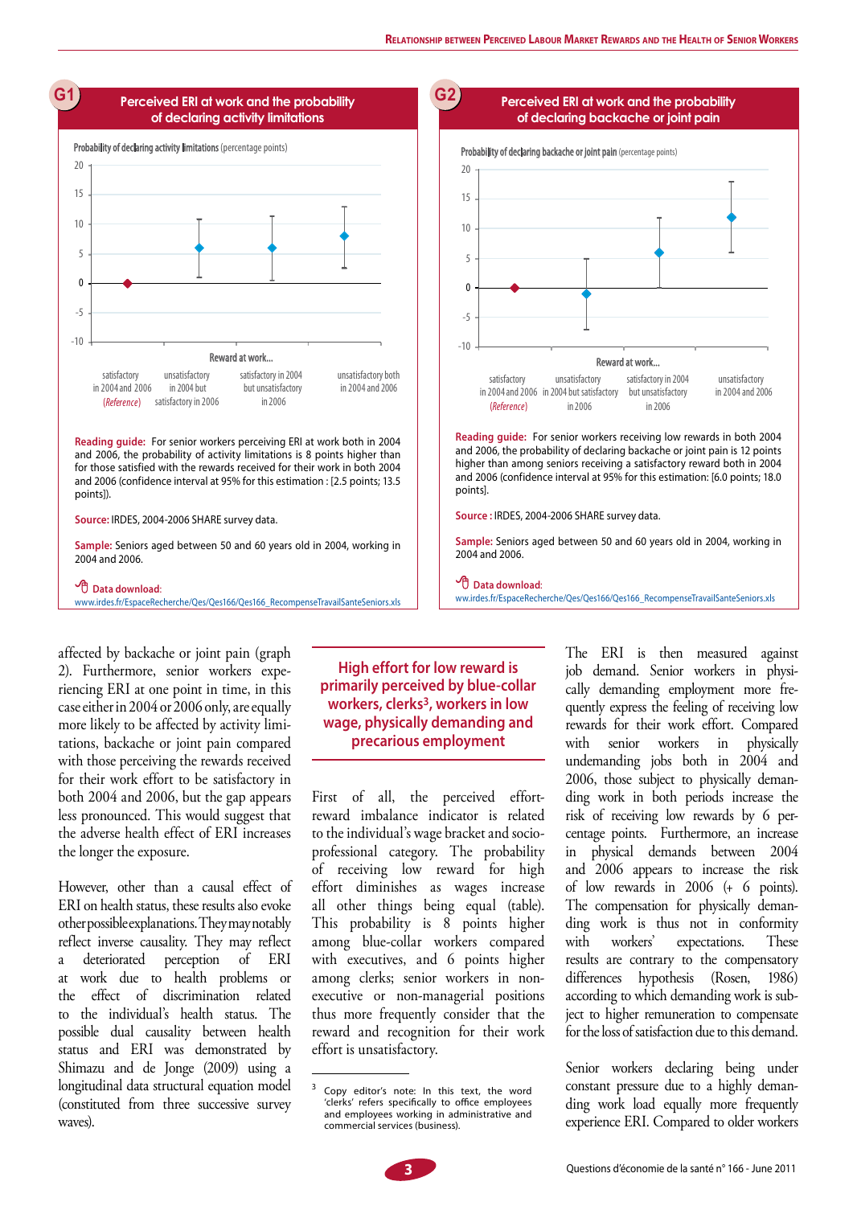## G1 Perceived ERI at work and the probability of declaring activity limitations

Probability of declaring activity limitations (percentage points)

Reward at work...

- satisfactory in 2004 and 2006 (*Reference*)
- unsatisfactory in 2004 but satisfactory in 2006
- satisfactory in 2004 but unsatisfactory in 2006
- unsatisfactory both in 2004 and 2006

**Reading guide:** For senior workers perceiving ERI at work both in 2004 and 2006, the probability of activity limitations is 8 points higher than for those satisfied with the rewards received for their work in both 2004 and 2006 (confidence interval at 95% for this estimation : [2.5 points; 13.5 points]).

**Source:** IRDES, 2004-2006 SHARE survey data.

**Sample:** Seniors aged between 50 and 60 years old in 2004, working in 2004 and 2006.

**Data download:** www.irdes.fr/EspaceRecherche/Qes/Qes166/Qes166_RecompenseTravailSanteSeniors.xls

## G2 Perceived ERI at work and the probability of declaring backache or joint pain

Probability of declaring backache or joint pain (percentage points)

Reward at work...

- satisfactory in 2004 and 2006 (*Reference*)
- unsatisfactory in 2004 but satisfactory in 2006
- satisfactory in 2004 but unsatisfactory in 2006
- unsatisfactory in 2004 and 2006

**Reading guide:** For senior workers receiving low rewards in both 2004 and 2006, the probability of declaring backache or joint pain is 12 points higher than among seniors receiving a satisfactory reward both in 2004 and 2006 (confidence interval at 95% for this estimation: [6.0 points; 18.0 points].

**Source :** IRDES, 2004-2006 SHARE survey data.

**Sample:** Seniors aged between 50 and 60 years old in 2004, working in 2004 and 2006.

**Data download:** ww.irdes.fr/EspaceRecherche/Qes/Qes166/Qes166_RecompenseTravailSanteSeniors.xls

affected by backache or joint pain (graph 2). Furthermore, senior workers experiencing ERI at one point in time, in this case either in 2004 or 2006 only, are equally more likely to be affected by activity limitations, backache or joint pain compared with those perceiving the rewards received for their work effort to be satisfactory in both 2004 and 2006, but the gap appears less pronounced. This would suggest that the adverse health effect of ERI increases the longer the exposure.

However, other than a causal effect of ERI on health status, these results also evoke other possible explanations. They may notably reflect inverse causality. They may reflect a deteriorated perception of ERI at work due to health problems or the effect of discrimination related to the individual's health status. The possible dual causality between health status and ERI was demonstrated by Shimazu and de Jonge (2009) using a longitudinal data structural equation model (constituted from three successive survey waves).

## High effort for low reward is primarily perceived by blue-collar workers, clerks[3], workers in low wage, physically demanding and precarious employment

First of all, the perceived effort-reward imbalance indicator is related to the individual's wage bracket and socio-professional category. The probability of receiving low reward for high effort diminishes as wages increase (all other things being equal (table). This probability is 8 points higher among blue-collar workers compared with executives, and 6 points higher among clerks; senior workers in non-executive or non-managerial positions thus more frequently consider that the reward and recognition for their work effort is unsatisfactory.

[3] Copy editor's note: In this text, the word 'clerks' refers specifically to office employees and employees working in administrative and commercial services (business).

The ERI is then measured against job demand. Senior workers in physically demanding employment more frequently express the feeling of receiving low rewards for their work effort. Compared with senior workers in physically undemanding jobs both in 2004 and 2006, those subject to physically demanding work in both periods increase the risk of receiving low rewards by 6 percentage points. Furthermore, an increase in physical demands between 2004 and 2006 appears to increase the risk of low rewards in 2006 (+ 6 points). The compensation for physically demanding work is thus not in conformity with workers' expectations. These results are contrary to the compensatory differences hypothesis (Rosen, 1986) according to which demanding work is subject to higher remuneration to compensate for the loss of satisfaction due to this demand.

Senior workers declaring being under constant pressure due to a highly demanding work load equally more frequently experience ERI. Compared to older workers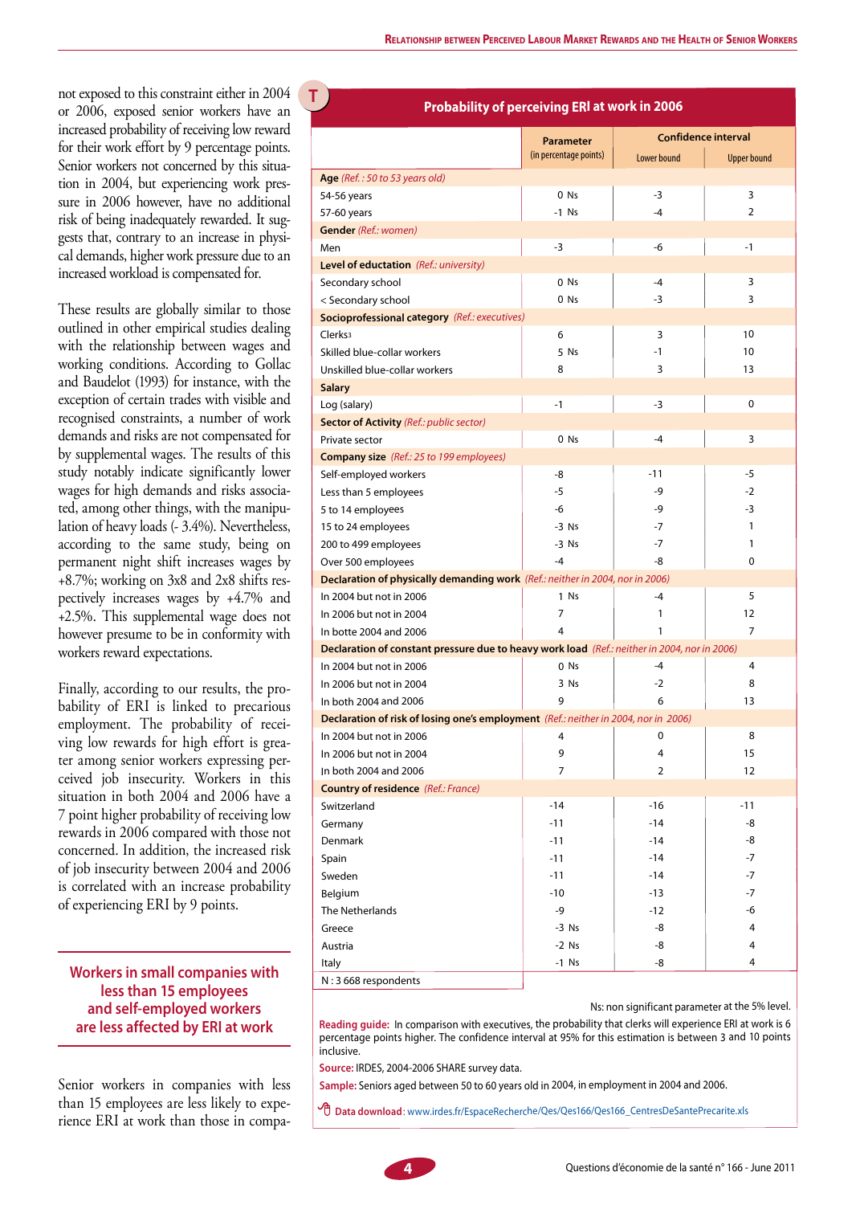not exposed to this constraint either in 2004 or 2006, exposed senior workers have an increased probability of receiving low reward for their work effort by 9 percentage points. Senior workers not concerned by this situation in 2004, but experiencing work pressure in 2006 however, have no additional risk of being inadequately rewarded. It suggests that, contrary to an increase in physical demands, higher work pressure due to an increased workload is compensated for.

These results are globally similar to those outlined in other empirical studies dealing with the relationship between wages and working conditions. According to Gollac and Baudelot (1993) for instance, with the exception of certain trades with visible and recognised constraints, a number of work demands and risks are not compensated for by supplemental wages. The results of this study notably indicate significantly lower wages for high demands and risks associated, among other things, with the manipulation of heavy loads (- 3.4%). Nevertheless, according to the same study, being on permanent night shift increases wages by +8.7%; working on 3x8 and 2x8 shifts respectively increases wages by +4.7% and +2.5%. This supplemental wage does not however presume to be in conformity with workers reward expectations.

Finally, according to our results, the probability of ERI is linked to precarious employment. The probability of receiving low rewards for high effort is greater among senior workers expressing perceived job insecurity. Workers in this situation in both 2004 and 2006 have a 7 point higher probability of receiving low rewards in 2006 compared with those not concerned. In addition, the increased risk of job insecurity between 2004 and 2006 is correlated with an increase probability of experiencing ERI by 9 points.

**Workers in small companies with less than 15 employees and self-employed workers are less affected by ERI at work**

Senior workers in companies with less than 15 employees are less likely to experience ERI at work than those in compa-

**T**

**Probability of perceiving ERI at work in 2006**

| | Parameter (in percentage points) | Confidence interval | |
|---|---|---|---|
| | | Lower bound | Upper bound |
| **Age** *(Ref. : 50 to 53 years old)* | | | |
| 54-56 years | 0 Ns | -3 | 3 |
| 57-60 years | -1 Ns | -4 | 2 |
| **Gender** *(Ref.: women)* | | | |
| Men | -3 | -6 | -1 |
| **Level of eductation** *(Ref.: university)* | | | |
| Secondary school | 0 Ns | -4 | 3 |
| < Secondary school | 0 Ns | -3 | 3 |
| **Socioprofessional category** *(Ref.: executives)* | | | |
| Clerks[3] | 6 | 3 | 10 |
| Skilled blue-collar workers | 5 Ns | -1 | 10 |
| Unskilled blue-collar workers | 8 | 3 | 13 |
| **Salary** | | | |
| Log (salary) | -1 | -3 | 0 |
| **Sector of Activity** *(Ref.: public sector)* | | | |
| Private sector | 0 Ns | -4 | 3 |
| **Company size** *(Ref.: 25 to 199 employees)* | | | |
| Self-employed workers | -8 | -11 | -5 |
| Less than 5 employees | -5 | -9 | -2 |
| 5 to 14 employees | -6 | -9 | -3 |
| 15 to 24 employees | -3 Ns | -7 | 1 |
| 200 to 499 employees | -3 Ns | -7 | 1 |
| Over 500 employees | -4 | -8 | 0 |
| **Declaration of physically demanding work** *(Ref.: neither in 2004, nor in 2006)* | | | |
| In 2004 but not in 2006 | 1 Ns | -4 | 5 |
| In 2006 but not in 2004 | 7 | 1 | 12 |
| In botte 2004 and 2006 | 4 | 1 | 7 |
| **Declaration of constant pressure due to heavy work load** *(Ref.: neither in 2004, nor in 2006)* | | | |
| In 2004 but not in 2006 | 0 Ns | -4 | 4 |
| In 2006 but not in 2004 | 3 Ns | -2 | 8 |
| In both 2004 and 2006 | 9 | 6 | 13 |
| **Declaration of risk of losing one's employment** *(Ref.: neither in 2004, nor in 2006)* | | | |
| In 2004 but not in 2006 | 4 | 0 | 8 |
| In 2006 but not in 2004 | 9 | 4 | 15 |
| In both 2004 and 2006 | 7 | 2 | 12 |
| **Country of residence** *(Ref.: France)* | | | |
| Switzerland | -14 | -16 | -11 |
| Germany | -11 | -14 | -8 |
| Denmark | -11 | -14 | -8 |
| Spain | -11 | -14 | -7 |
| Sweden | -11 | -14 | -7 |
| Belgium | -10 | -13 | -7 |
| The Netherlands | -9 | -12 | -6 |
| Greece | -3 Ns | -8 | 4 |
| Austria | -2 Ns | -8 | 4 |
| Italy | -1 Ns | -8 | 4 |
| N : 3 668 respondents | | | |

Ns: non significant parameter at the 5% level.

**Reading guide:** In comparison with executives, the probability that clerks will experience ERI at work is 6 percentage points higher. The confidence interval at 95% for this estimation is between 3 and 10 points inclusive.

**Source:** IRDES, 2004-2006 SHARE survey data.

**Sample:** Seniors aged between 50 to 60 years old in 2004, in employment in 2004 and 2006.

**Data download**: www.irdes.fr/EspaceRecherche/Qes/Qes166/Qes166_CentresDeSantePrecaire.xls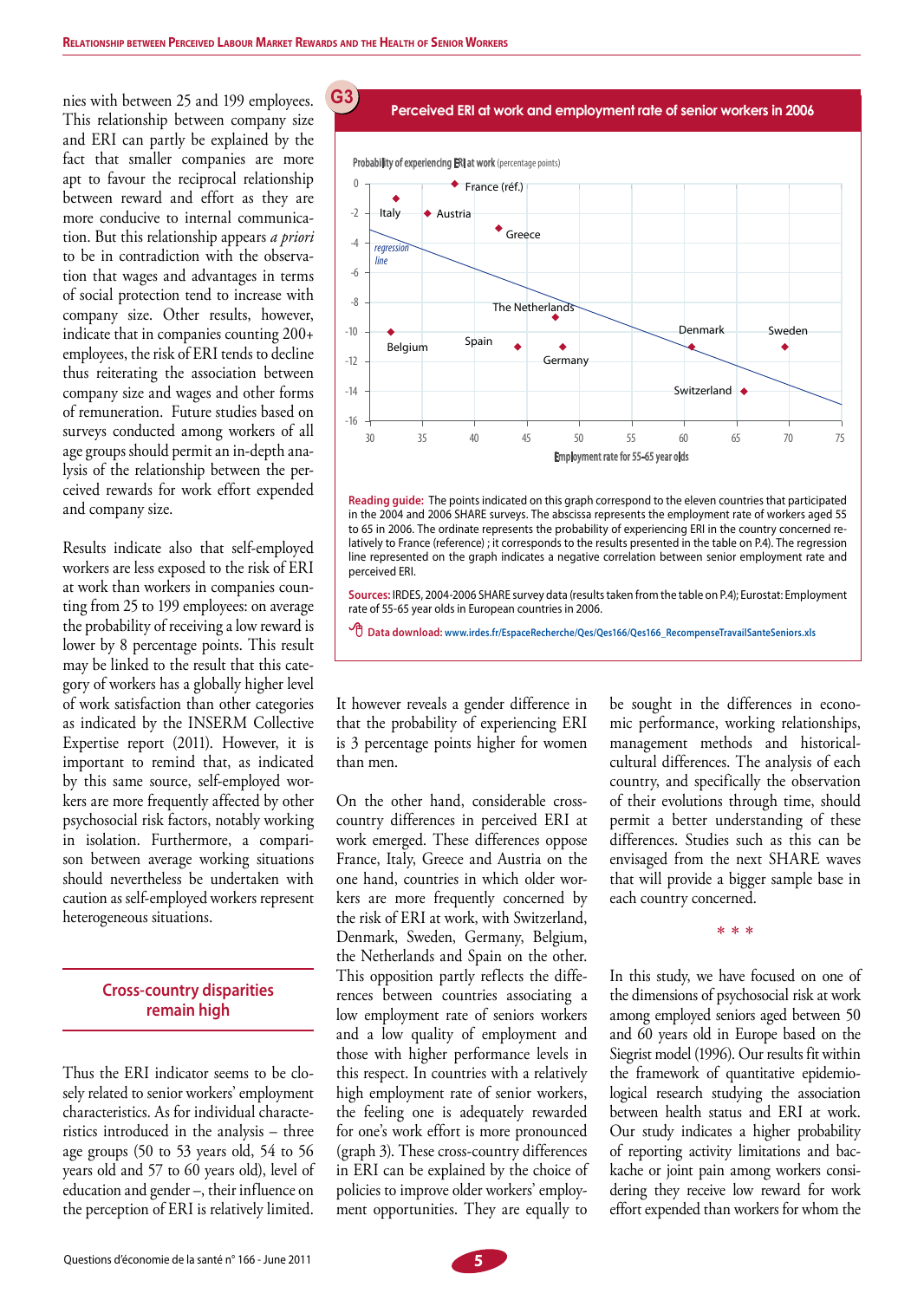nies with between 25 and 199 employees. This relationship between company size and ERI can partly be explained by the fact that smaller companies are more apt to favour the reciprocal relationship between reward and effort as they are more conducive to internal communication. But this relationship appears *a priori* to be in contradiction with the observation that wages and advantages in terms of social protection tend to increase with company size. Other results, however, indicate that in companies counting 200+ employees, the risk of ERI tends to decline thus reiterating the association between company size and wages and other forms of remuneration. Future studies based on surveys conducted among workers of all age groups should permit an in-depth analysis of the relationship between the perceived rewards for work effort expended and company size.

Results indicate also that self-employed workers are less exposed to the risk of ERI at work than workers in companies counting from 25 to 199 employees: on average the probability of receiving a low reward is lower by 8 percentage points. This result may be linked to the result that this category of workers has a globally higher level of work satisfaction than other categories as indicated by the INSERM Collective Expertise report (2011). However, it is important to remind that, as indicated by this same source, self-employed workers are more frequently affected by other psychosocial risk factors, notably working in isolation. Furthermore, a comparison between average working situations should nevertheless be undertaken with caution as self-employed workers represent heterogeneous situations.

## Cross-country disparities remain high

Thus the ERI indicator seems to be closely related to senior workers' employment characteristics. As for individual characteristics introduced in the analysis – three age groups (50 to 53 years old, 54 to 56 years old and 57 to 60 years old), level of education and gender –, their influence on the perception of ERI is relatively limited.

**G3**

**Perceived ERI at work and employment rate of senior workers in 2006**

Probability of experiencing ERI at work (percentage points)

| Country | Employment rate for 55-65 year olds (approx.) | Probability of experiencing ERI (approx.) |
|---|---|---|
| France (réf.) | 38 | 0 |
| Italy | 33 | -1 |
| Austria | 36 | -2 |
| Greece | 42 | -3 |
| The Netherlands | 48 | -9 |
| Belgium | 32 | -10 |
| Spain | 44 | -11 |
| Germany | 48 | -11 |
| Denmark | 61 | -11 |
| Sweden | 70 | -11 |
| Switzerland | 66 | -14 |

Employment rate for 55-65 year olds

**Reading guide:** The points indicated on this graph correspond to the eleven countries that participated in the 2004 and 2006 SHARE surveys. The abscissa represents the employment rate of workers aged 55 to 65 in 2006. The ordinate represents the probability of experiencing ERI in the country concerned relatively to France (reference) ; it corresponds to the results presented in the table on P.4). The regression line represented on the graph indicates a negative correlation between senior employment rate and perceived ERI.

**Sources:** IRDES, 2004-2006 SHARE survey data (results taken from the table on P.4); Eurostat: Employment rate of 55-65 year olds in European countries in 2006.

**Data download:** www.irdes.fr/EspaceRecherche/Qes/Qes166/Qes166_RecompenseTravailSanteSeniors.xls

It however reveals a gender difference in that the probability of experiencing ERI is 3 percentage points higher for women than men.

On the other hand, considerable cross-country differences in perceived ERI at work emerged. These differences oppose France, Italy, Greece and Austria on the one hand, countries in which older workers are more frequently concerned by the risk of ERI at work, with Switzerland, Denmark, Sweden, Germany, Belgium, the Netherlands and Spain on the other. This opposition partly reflects the differences between countries associating a low employment rate of seniors workers and a low quality of employment and those with higher performance levels in this respect. In countries with a relatively high employment rate of senior workers, the feeling one is adequately rewarded for one's work effort is more pronounced (graph 3). These cross-country differences in ERI can be explained by the choice of policies to improve older workers' employment opportunities. They are equally to be sought in the differences in economic performance, working relationships, management methods and historical-cultural differences. The analysis of each country, and specifically the analysis of their evolutions through time, should permit a better understanding of these differences. Studies such as this can be envisaged from the next SHARE waves that will provide a bigger sample base in each country concerned.

\* \* \*

In this study, we have focused on one of the dimensions of psychosocial risk at work among employed seniors aged between 50 and 60 years old in Europe based on the Siegrist model (1996). Our results fit within the framework of quantitative epidemiological research studying the association between health status and ERI at work. Our study indicates a higher probability of reporting activity limitations and backache or joint pain among workers considering they receive low reward for work effort expended than workers for whom the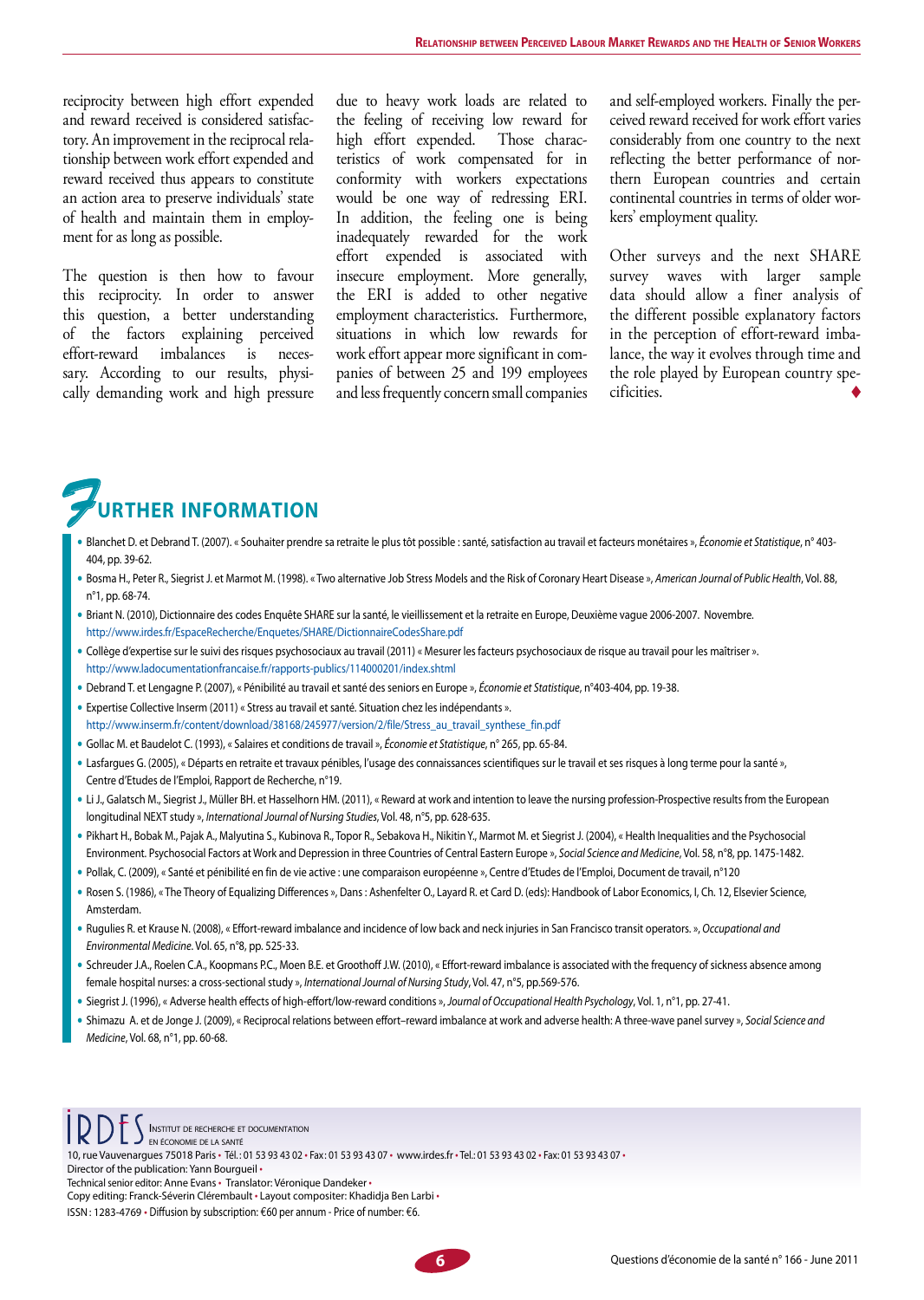reciprocity between high effort expended and reward received is considered satisfactory. An improvement in the reciprocal relationship between work effort expended and reward received thus appears to constitute an action area to preserve individuals' state of health and maintain them in employment for as long as possible.

The question is then how to favour this reciprocity. In order to answer this question, a better understanding of the factors explaining perceived effort-reward imbalances is necessary. According to our results, physically demanding work and high pressure due to heavy work loads are related to the feeling of receiving low reward for high effort expended. Those characteristics of work compensated for in conformity with workers expectations would be one way of redressing ERI. In addition, the feeling one is being inadequately rewarded for the work effort expended is associated with insecure employment. More generally, the ERI is added to other negative employment characteristics. Furthermore, situations in which low rewards for work effort appear more significant in companies of between 25 and 199 employees and less frequently concern small companies and self-employed workers. Finally the perceived reward received for work effort varies considerably from one country to the next reflecting the better performance of northern European countries and certain continental countries in terms of older workers' employment quality.

Other surveys and the next SHARE survey waves with larger sample data should allow a finer analysis of the different possible explanatory factors in the perception of effort-reward imbalance, the way it evolves through time and the role played by European country specificities. ♦

## Further information

- Blanchet D. et Debrand T. (2007). « Souhaiter prendre sa retraite le plus tôt possible : santé, satisfaction au travail et facteurs monétaires », *Économie et Statistique*, n° 403-404, pp. 39-62.
- Bosma H., Peter R., Siegrist J. et Marmot M. (1998). « Two alternative Job Stress Models and the Risk of Coronary Heart Disease », *American Journal of Public Health*, Vol. 88, n°1, pp. 68-74.
- Briant N. (2010), Dictionnaire des codes Enquête SHARE sur la santé, le vieillissement et la retraite en Europe, Deuxième vague 2006-2007. Novembre. http://www.irdes.fr/EspaceRecherche/Enquetes/SHARE/DictionnaireCodesShare.pdf
- Collège d'expertise sur le suivi des risques psychosociaux au travail (2011) « Mesurer les facteurs psychosociaux de risque au travail pour les maîtriser ». http://www.ladocumentationfrancaise.fr/rapports-publics/114000201/index.shtml
- Debrand T. et Lengagne P. (2007), « Pénibilité au travail et santé des seniors en Europe », *Économie et Statistique*, n°403-404, pp. 19-38.
- Expertise Collective Inserm (2011) « Stress au travail et santé. Situation chez les indépendants ». http://www.inserm.fr/content/download/38168/245977/version/2/file/Stress_au_travail_synthese_fin.pdf
- Gollac M. et Baudelot C. (1993), « Salaires et conditions de travail », *Économie et Statistique*, n° 265, pp. 65-84.
- Lasfargues G. (2005), « Départs en retraite et travaux pénibles, l'usage des connaissances scientifiques sur le travail et ses risques à long terme pour la santé », Centre d'Etudes de l'Emploi, Rapport de Recherche, n°19.
- Li J., Galatsch M., Siegrist J., Müller BH. et Hasselhorn HM. (2011), « Reward at work and intention to leave the nursing profession-Prospective results from the European longitudinal NEXT study », *International Journal of Nursing Studies*, Vol. 48, n°5, pp. 628-635.
- Pikhart H., Bobak M., Pajak A., Malyutina S., Kubinova R., Topor R., Sebakova H., Nikitin Y., Marmot M. et Siegrist J. (2004), « Health Inequalities and the Psychosocial Environment. Psychosocial Factors at Work and Depression in three Countries of Central Eastern Europe », *Social Science and Medicine*, Vol. 58, n°8, pp. 1475-1482.
- Pollak, C. (2009), « Santé et pénibilité en fin de vie active : une comparaison européenne », Centre d'Etudes de l'Emploi, Document de travail, n°120
- Rosen S. (1986), « The Theory of Equalizing Differences », Dans : Ashenfelter O., Layard R. et Card D. (eds): Handbook of Labor Economics, I, Ch. 12, Elsevier Science, Amsterdam.
- Rugulies R. et Krause N. (2008), « Effort-reward imbalance and incidence of low back and neck injuries in San Francisco transit operators. », *Occupational and Environmental Medicine*. Vol. 65, n°8, pp. 525-33.
- Schreuder J.A., Roelen C.A., Koopmans P.C., Moen B.E. et Groothoff J.W. (2010), « Effort-reward imbalance is associated with the frequency of sickness absence among female hospital nurses: a cross-sectional study », *International Journal of Nursing Study*, Vol. 47, n°5, pp.569-576.
- Siegrist J. (1996), « Adverse health effects of high-effort/low-reward conditions », *Journal of Occupational Health Psychology*, Vol. 1, n°1, pp. 27-41.
- Shimazu A. et de Jonge J. (2009), « Reciprocal relations between effort–reward imbalance at work and adverse health: A three-wave panel survey », *Social Science and Medicine*, Vol. 68, n°1, pp. 60-68.

IRDES Institut de recherche et documentation en économie de la santé
10, rue Vauvenargues 75018 Paris • Tél. : 01 53 93 43 02 • Fax : 01 53 93 43 07 • www.irdes.fr • Tel.: 01 53 93 43 02 • Fax: 01 53 93 43 07 •
Director of the publication: Yann Bourgueil •
Technical senior editor: Anne Evans • Translator: Véronique Dandeker •
Copy editing: Franck-Séverin Clérembault • Layout compositer: Khadidja Ben Larbi •
ISSN : 1283-4769 • Diffusion by subscription: €60 per annum - Price of number: €6.